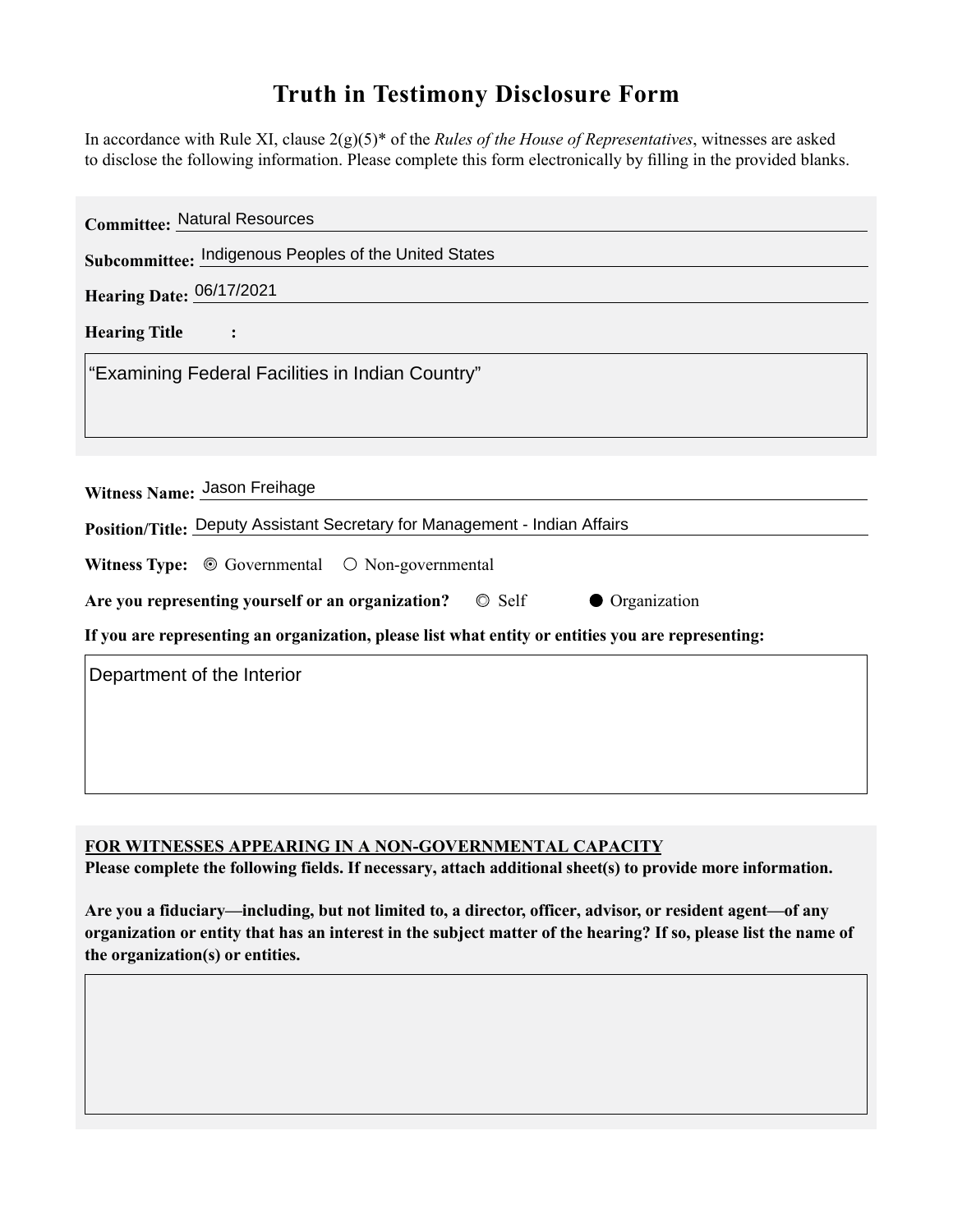# Truth in Testimony Disclosure Form

In accordance with Rule XI, clause 2(g)(5)* of the *Rules of the House of Representatives*, witnesses are asked to disclose the following information. Please complete this form electronically by filling in the provided blanks.

**Committee:** Natural Resources

**Subcommittee:** Indigenous Peoples of the United States

**Hearing Date:** 06/17/2021

**Hearing Title:**

"Examining Federal Facilities in Indian Country"

**Witness Name:** Jason Freihage

**Position/Title:** Deputy Assistant Secretary for Management - Indian Affairs

**Witness Type:** ◉ Governmental ○ Non-governmental

**Are you representing yourself or an organization?** ○ Self ● Organization

**If you are representing an organization, please list what entity or entities you are representing:**

Department of the Interior

**FOR WITNESSES APPEARING IN A NON-GOVERNMENTAL CAPACITY**

**Please complete the following fields. If necessary, attach additional sheet(s) to provide more information.**

**Are you a fiduciary—including, but not limited to, a director, officer, advisor, or resident agent—of any organization or entity that has an interest in the subject matter of the hearing? If so, please list the name of the organization(s) or entities.**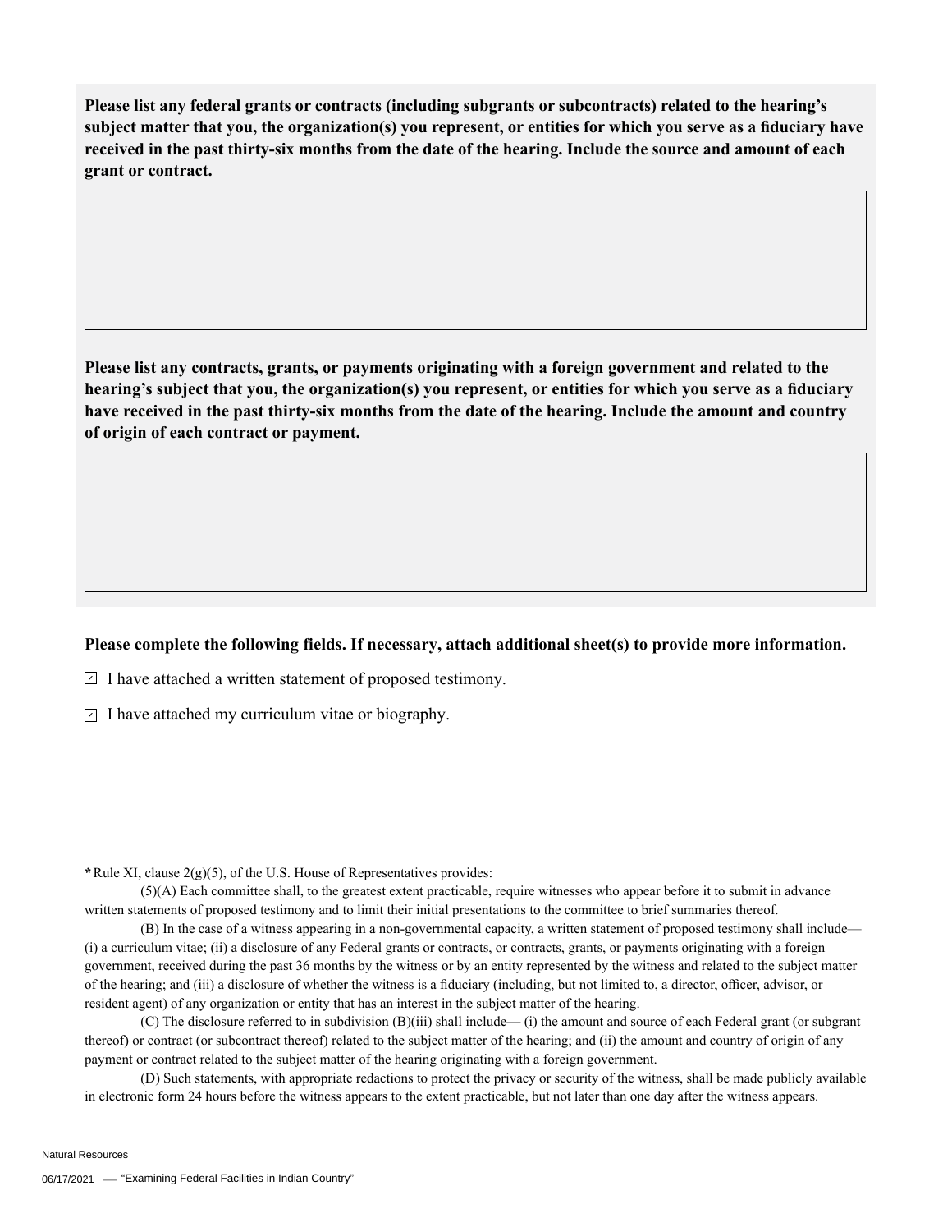**Please list any federal grants or contracts (including subgrants or subcontracts) related to the hearing's subject matter that you, the organization(s) you represent, or entities for which you serve as a fiduciary have received in the past thirty-six months from the date of the hearing. Include the source and amount of each grant or contract.**

**Please list any contracts, grants, or payments originating with a foreign government and related to the hearing's subject that you, the organization(s) you represent, or entities for which you serve as a fiduciary have received in the past thirty-six months from the date of the hearing. Include the amount and country of origin of each contract or payment.**

**Please complete the following fields. If necessary, attach additional sheet(s) to provide more information.**

- [x] I have attached a written statement of proposed testimony.
- [x] I have attached my curriculum vitae or biography.

**\*** Rule XI, clause 2(g)(5), of the U.S. House of Representatives provides:

(5)(A) Each committee shall, to the greatest extent practicable, require witnesses who appear before it to submit in advance written statements of proposed testimony and to limit their initial presentations to the committee to brief summaries thereof.

(B) In the case of a witness appearing in a non-governmental capacity, a written statement of proposed testimony shall include— (i) a curriculum vitae; (ii) a disclosure of any Federal grants or contracts, or contracts, grants, or payments originating with a foreign government, received during the past 36 months by the witness or by an entity represented by the witness and related to the subject matter of the hearing; and (iii) a disclosure of whether the witness is a fiduciary (including, but not limited to, a director, officer, advisor, or resident agent) of any organization or entity that has an interest in the subject matter of the hearing.

(C) The disclosure referred to in subdivision (B)(iii) shall include— (i) the amount and source of each Federal grant (or subgrant thereof) or contract (or subcontract thereof) related to the subject matter of the hearing; and (ii) the amount and country of origin of any payment or contract related to the subject matter of the hearing originating with a foreign government.

(D) Such statements, with appropriate redactions to protect the privacy or security of the witness, shall be made publicly available in electronic form 24 hours before the witness appears to the extent practicable, but not later than one day after the witness appears.